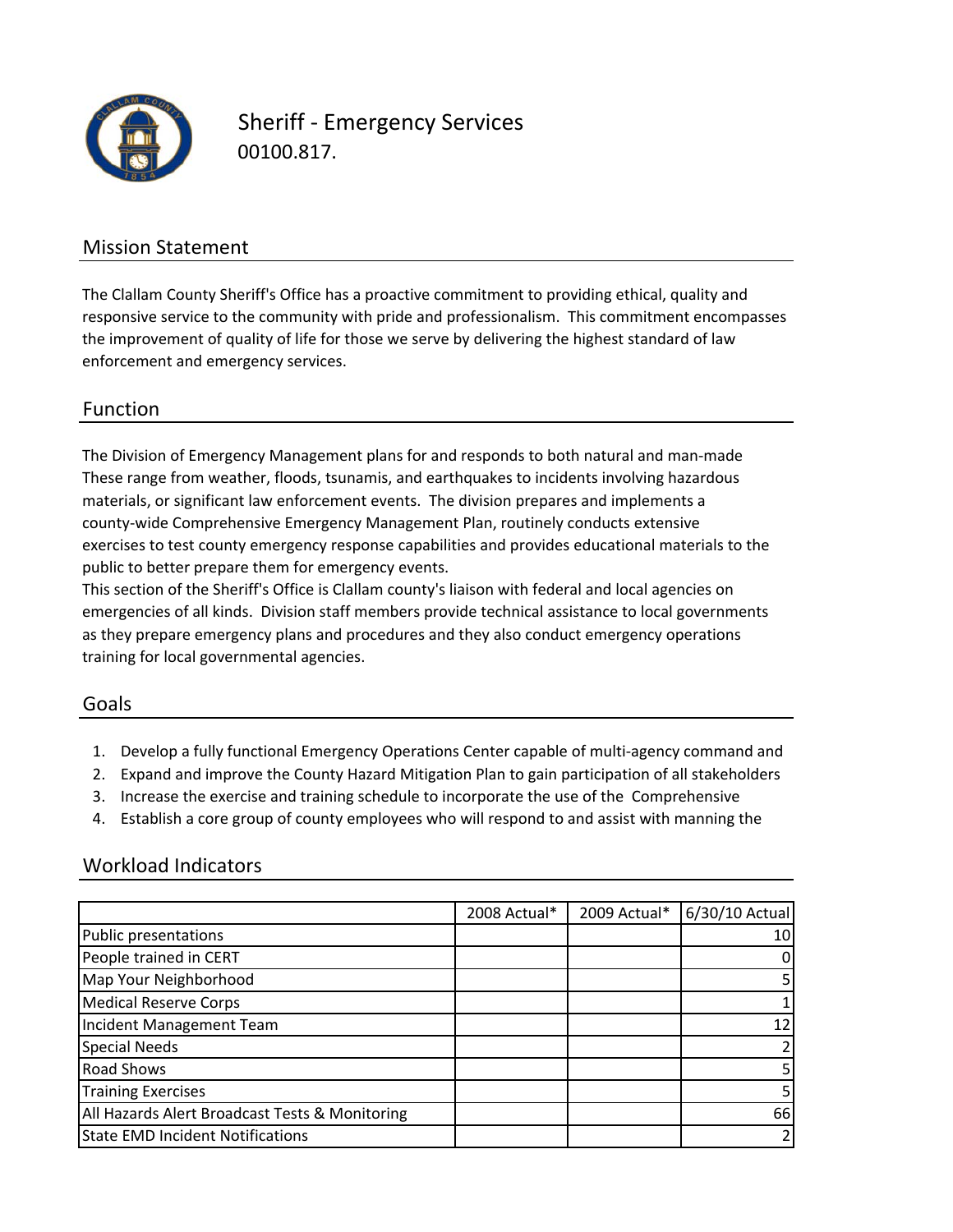# Sheriff - Emergency Services

00100.817.

## Mission Statement

The Clallam County Sheriff's Office has a proactive commitment to providing ethical, quality and responsive service to the community with pride and professionalism. This commitment encompasses the improvement of quality of life for those we serve by delivering the highest standard of law enforcement and emergency services.

## Function

The Division of Emergency Management plans for and responds to both natural and man-made These range from weather, floods, tsunamis, and earthquakes to incidents involving hazardous materials, or significant law enforcement events. The division prepares and implements a county-wide Comprehensive Emergency Management Plan, routinely conducts extensive exercises to test county emergency response capabilities and provides educational materials to the public to better prepare them for emergency events.

This section of the Sheriff's Office is Clallam county's liaison with federal and local agencies on emergencies of all kinds. Division staff members provide technical assistance to local governments as they prepare emergency plans and procedures and they also conduct emergency operations training for local governmental agencies.

## Goals

1. Develop a fully functional Emergency Operations Center capable of multi-agency command and
2. Expand and improve the County Hazard Mitigation Plan to gain participation of all stakeholders
3. Increase the exercise and training schedule to incorporate the use of the Comprehensive
4. Establish a core group of county employees who will respond to and assist with manning the

## Workload Indicators

| | 2008 Actual* | 2009 Actual* | 6/30/10 Actual |
|---|---|---|---|
| Public presentations | | | 10 |
| People trained in CERT | | | 0 |
| Map Your Neighborhood | | | 5 |
| Medical Reserve Corps | | | 1 |
| Incident Management Team | | | 12 |
| Special Needs | | | 2 |
| Road Shows | | | 5 |
| Training Exercises | | | 5 |
| All Hazards Alert Broadcast Tests & Monitoring | | | 66 |
| State EMD Incident Notifications | | | 2 |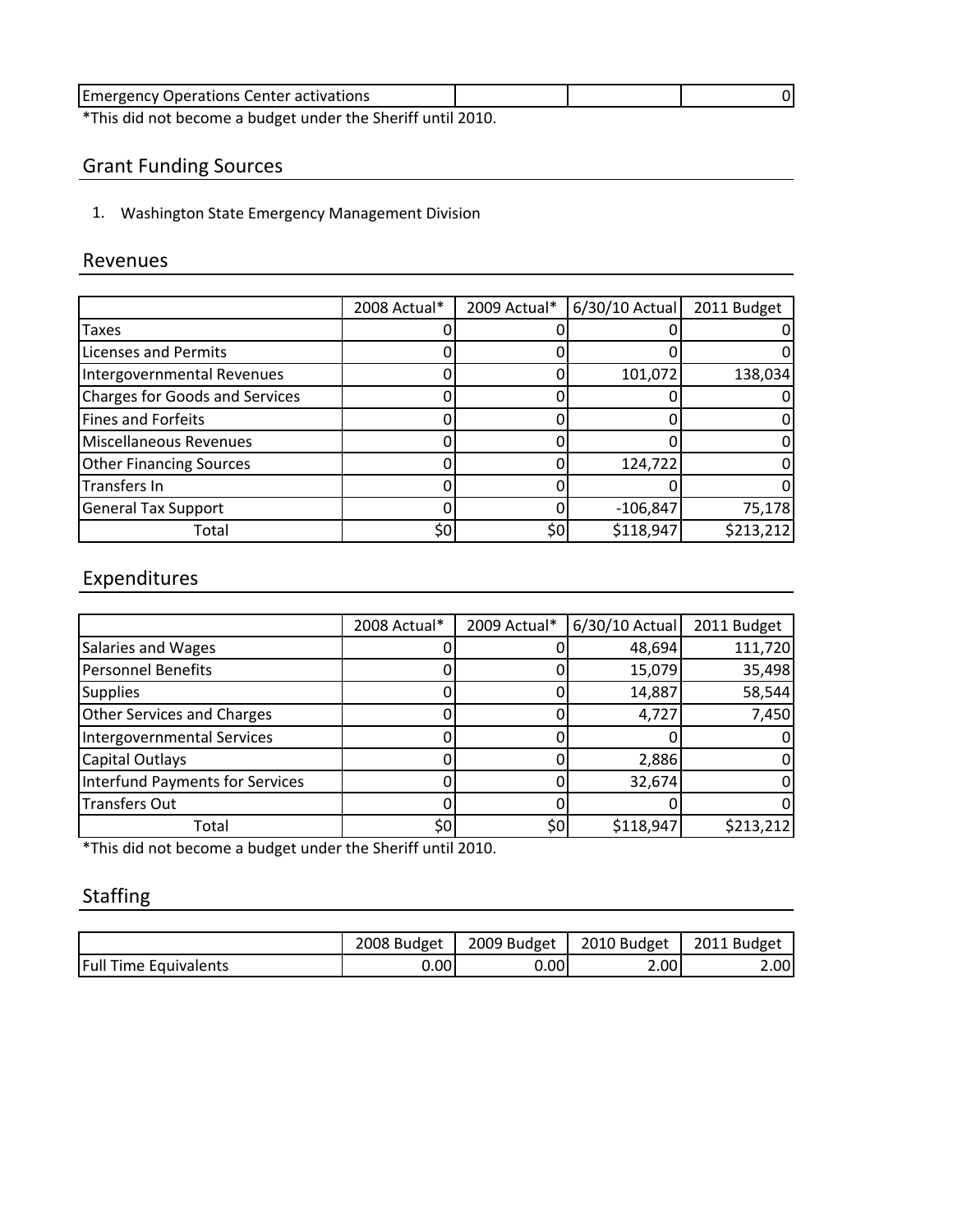| | | | |
|---|---|---|---|
| Emergency Operations Center activations | | | 0 |

*This did not become a budget under the Sheriff until 2010.

## Grant Funding Sources

1. Washington State Emergency Management Division

## Revenues

| | 2008 Actual* | 2009 Actual* | 6/30/10 Actual | 2011 Budget |
|---|---|---|---|---|
| Taxes | 0 | 0 | 0 | 0 |
| Licenses and Permits | 0 | 0 | 0 | 0 |
| Intergovernmental Revenues | 0 | 0 | 101,072 | 138,034 |
| Charges for Goods and Services | 0 | 0 | 0 | 0 |
| Fines and Forfeits | 0 | 0 | 0 | 0 |
| Miscellaneous Revenues | 0 | 0 | 0 | 0 |
| Other Financing Sources | 0 | 0 | 124,722 | 0 |
| Transfers In | 0 | 0 | 0 | 0 |
| General Tax Support | 0 | 0 | -106,847 | 75,178 |
| Total | $0 | $0 | $118,947 | $213,212 |

## Expenditures

| | 2008 Actual* | 2009 Actual* | 6/30/10 Actual | 2011 Budget |
|---|---|---|---|---|
| Salaries and Wages | 0 | 0 | 48,694 | 111,720 |
| Personnel Benefits | 0 | 0 | 15,079 | 35,498 |
| Supplies | 0 | 0 | 14,887 | 58,544 |
| Other Services and Charges | 0 | 0 | 4,727 | 7,450 |
| Intergovernmental Services | 0 | 0 | 0 | 0 |
| Capital Outlays | 0 | 0 | 2,886 | 0 |
| Interfund Payments for Services | 0 | 0 | 32,674 | 0 |
| Transfers Out | 0 | 0 | 0 | 0 |
| Total | $0 | $0 | $118,947 | $213,212 |

*This did not become a budget under the Sheriff until 2010.

## Staffing

| | 2008 Budget | 2009 Budget | 2010 Budget | 2011 Budget |
|---|---|---|---|---|
| Full Time Equivalents | 0.00 | 0.00 | 2.00 | 2.00 |